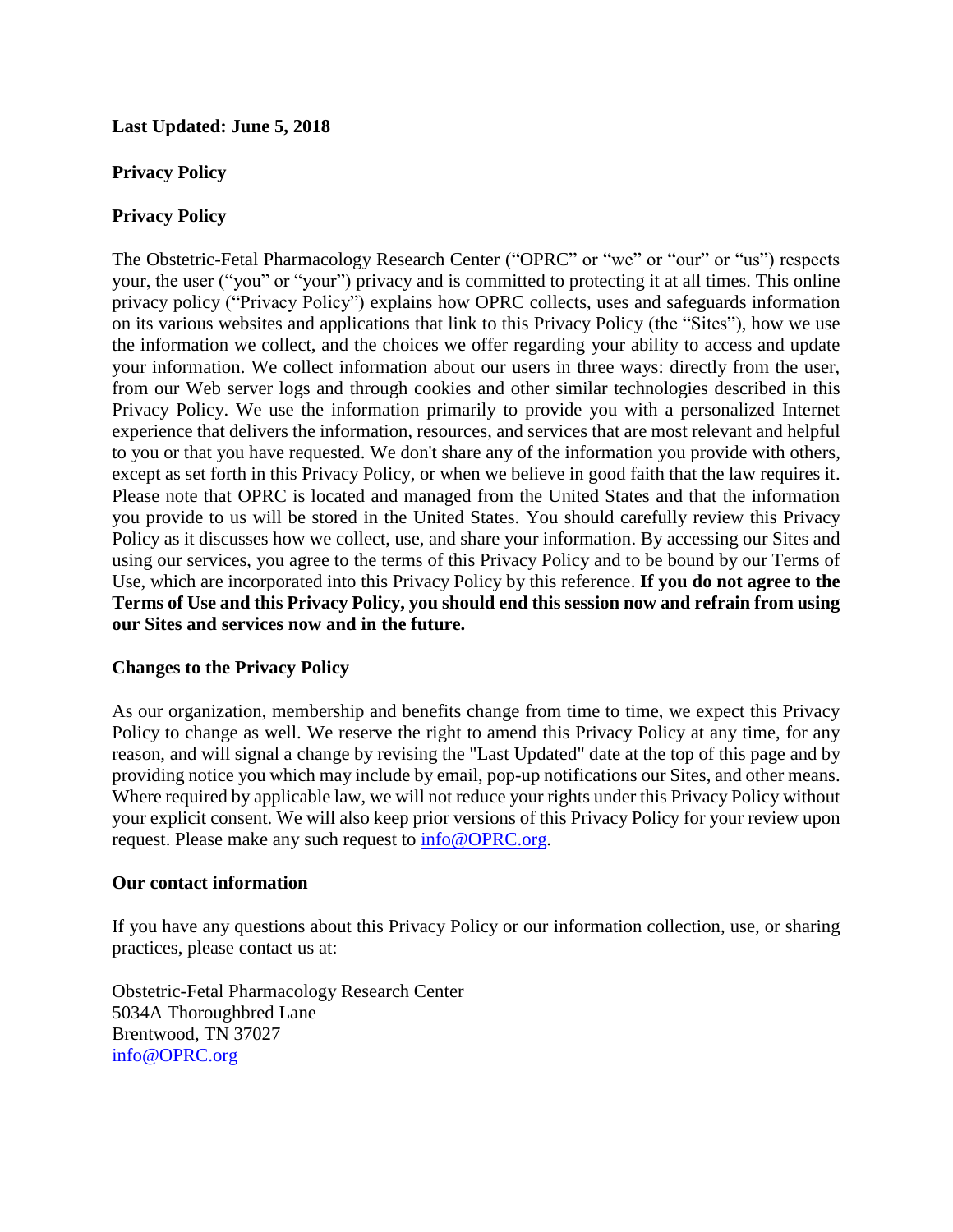**Last Updated: June 5, 2018**

## Privacy Policy

## Privacy Policy

The Obstetric-Fetal Pharmacology Research Center ("OPRC" or "we" or "our" or "us") respects your, the user ("you" or "your") privacy and is committed to protecting it at all times. This online privacy policy ("Privacy Policy") explains how OPRC collects, uses and safeguards information on its various websites and applications that link to this Privacy Policy (the "Sites"), how we use the information we collect, and the choices we offer regarding your ability to access and update your information. We collect information about our users in three ways: directly from the user, from our Web server logs and through cookies and other similar technologies described in this Privacy Policy. We use the information primarily to provide you with a personalized Internet experience that delivers the information, resources, and services that are most relevant and helpful to you or that you have requested. We don't share any of the information you provide with others, except as set forth in this Privacy Policy, or when we believe in good faith that the law requires it. Please note that OPRC is located and managed from the United States and that the information you provide to us will be stored in the United States. You should carefully review this Privacy Policy as it discusses how we collect, use, and share your information. By accessing our Sites and using our services, you agree to the terms of this Privacy Policy and to be bound by our Terms of Use, which are incorporated into this Privacy Policy by this reference. **If you do not agree to the Terms of Use and this Privacy Policy, you should end this session now and refrain from using our Sites and services now and in the future.**

### Changes to the Privacy Policy

As our organization, membership and benefits change from time to time, we expect this Privacy Policy to change as well. We reserve the right to amend this Privacy Policy at any time, for any reason, and will signal a change by revising the "Last Updated" date at the top of this page and by providing notice you which may include by email, pop-up notifications our Sites, and other means. Where required by applicable law, we will not reduce your rights under this Privacy Policy without your explicit consent. We will also keep prior versions of this Privacy Policy for your review upon request. Please make any such request to info@OPRC.org.

### Our contact information

If you have any questions about this Privacy Policy or our information collection, use, or sharing practices, please contact us at:

Obstetric-Fetal Pharmacology Research Center
5034A Thoroughbred Lane
Brentwood, TN 37027
info@OPRC.org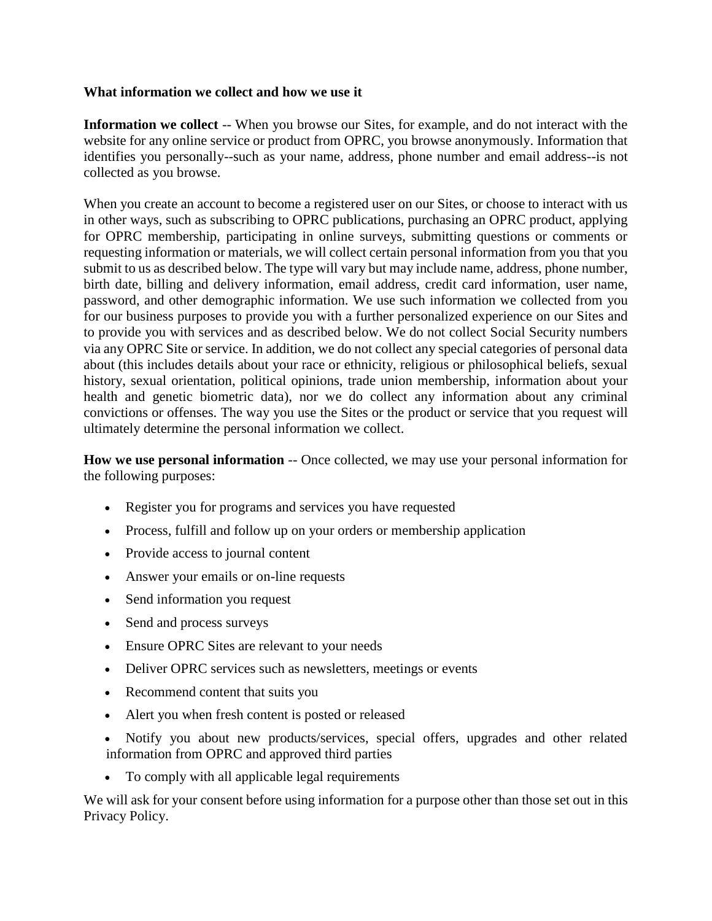**What information we collect and how we use it**

**Information we collect** -- When you browse our Sites, for example, and do not interact with the website for any online service or product from OPRC, you browse anonymously. Information that identifies you personally--such as your name, address, phone number and email address--is not collected as you browse.

When you create an account to become a registered user on our Sites, or choose to interact with us in other ways, such as subscribing to OPRC publications, purchasing an OPRC product, applying for OPRC membership, participating in online surveys, submitting questions or comments or requesting information or materials, we will collect certain personal information from you that you submit to us as described below. The type will vary but may include name, address, phone number, birth date, billing and delivery information, email address, credit card information, user name, password, and other demographic information. We use such information we collected from you for our business purposes to provide you with a further personalized experience on our Sites and to provide you with services and as described below. We do not collect Social Security numbers via any OPRC Site or service. In addition, we do not collect any special categories of personal data about (this includes details about your race or ethnicity, religious or philosophical beliefs, sexual history, sexual orientation, political opinions, trade union membership, information about your health and genetic biometric data), nor we do collect any information about any criminal convictions or offenses. The way you use the Sites or the product or service that you request will ultimately determine the personal information we collect.

**How we use personal information** -- Once collected, we may use your personal information for the following purposes:

- Register you for programs and services you have requested
- Process, fulfill and follow up on your orders or membership application
- Provide access to journal content
- Answer your emails or on-line requests
- Send information you request
- Send and process surveys
- Ensure OPRC Sites are relevant to your needs
- Deliver OPRC services such as newsletters, meetings or events
- Recommend content that suits you
- Alert you when fresh content is posted or released
- Notify you about new products/services, special offers, upgrades and other related information from OPRC and approved third parties
- To comply with all applicable legal requirements

We will ask for your consent before using information for a purpose other than those set out in this Privacy Policy.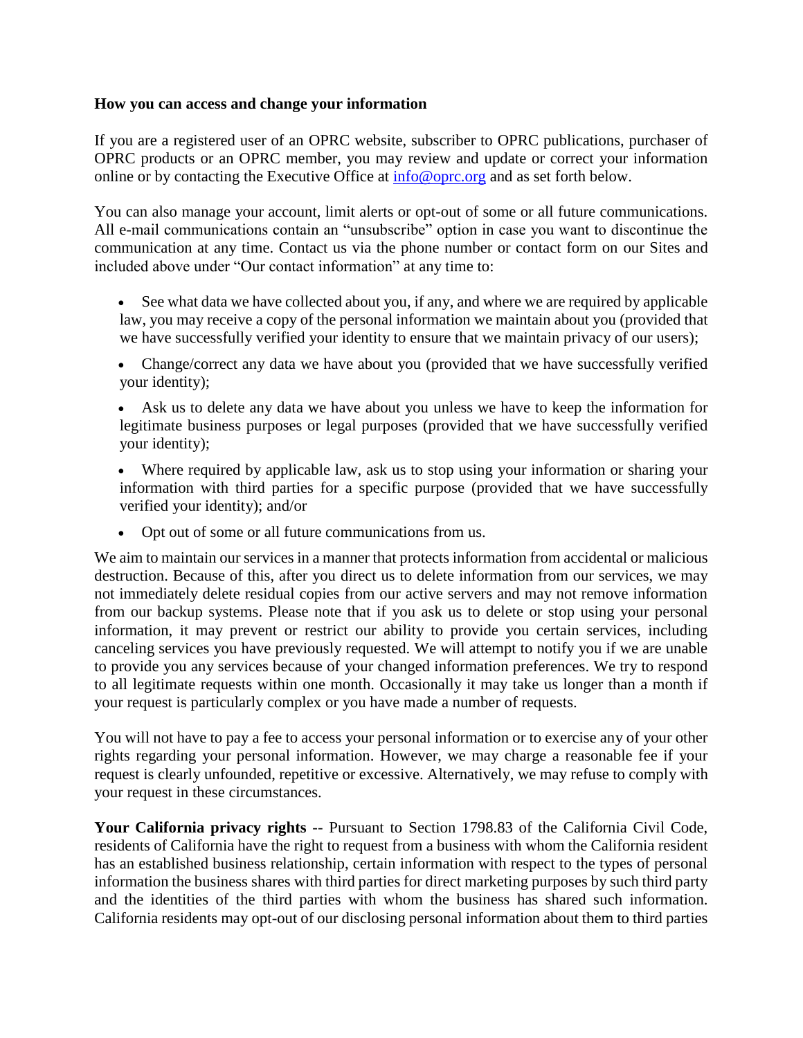**How you can access and change your information**

If you are a registered user of an OPRC website, subscriber to OPRC publications, purchaser of OPRC products or an OPRC member, you may review and update or correct your information online or by contacting the Executive Office at [info@oprc.org](mailto:info@oprc.org) and as set forth below.

You can also manage your account, limit alerts or opt-out of some or all future communications. All e-mail communications contain an "unsubscribe" option in case you want to discontinue the communication at any time. Contact us via the phone number or contact form on our Sites and included above under "Our contact information" at any time to:

- See what data we have collected about you, if any, and where we are required by applicable law, you may receive a copy of the personal information we maintain about you (provided that we have successfully verified your identity to ensure that we maintain privacy of our users);
- Change/correct any data we have about you (provided that we have successfully verified your identity);
- Ask us to delete any data we have about you unless we have to keep the information for legitimate business purposes or legal purposes (provided that we have successfully verified your identity);
- Where required by applicable law, ask us to stop using your information or sharing your information with third parties for a specific purpose (provided that we have successfully verified your identity); and/or
- Opt out of some or all future communications from us.

We aim to maintain our services in a manner that protects information from accidental or malicious destruction. Because of this, after you direct us to delete information from our services, we may not immediately delete residual copies from our active servers and may not remove information from our backup systems. Please note that if you ask us to delete or stop using your personal information, it may prevent or restrict our ability to provide you certain services, including canceling services you have previously requested. We will attempt to notify you if we are unable to provide you any services because of your changed information preferences. We try to respond to all legitimate requests within one month. Occasionally it may take us longer than a month if your request is particularly complex or you have made a number of requests.

You will not have to pay a fee to access your personal information or to exercise any of your other rights regarding your personal information. However, we may charge a reasonable fee if your request is clearly unfounded, repetitive or excessive. Alternatively, we may refuse to comply with your request in these circumstances.

**Your California privacy rights** -- Pursuant to Section 1798.83 of the California Civil Code, residents of California have the right to request from a business with whom the California resident has an established business relationship, certain information with respect to the types of personal information the business shares with third parties for direct marketing purposes by such third party and the identities of the third parties with whom the business has shared such information. California residents may opt-out of our disclosing personal information about them to third parties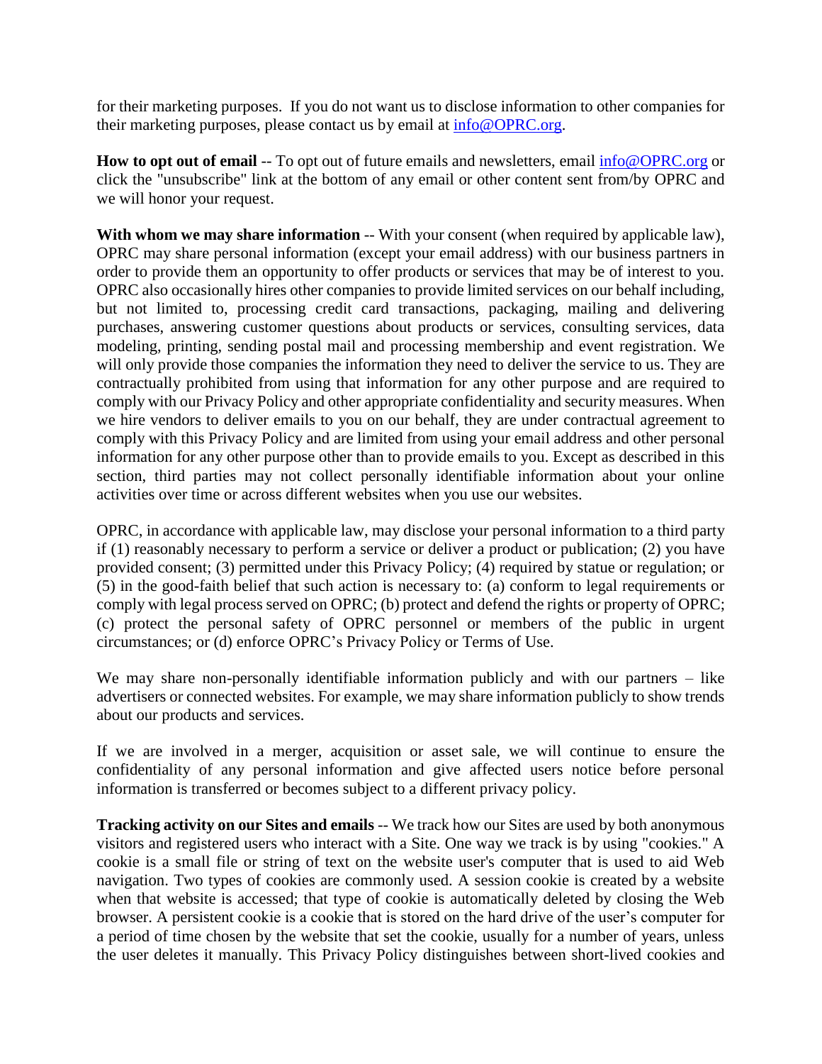for their marketing purposes. If you do not want us to disclose information to other companies for their marketing purposes, please contact us by email at info@OPRC.org.

**How to opt out of email** -- To opt out of future emails and newsletters, email info@OPRC.org or click the "unsubscribe" link at the bottom of any email or other content sent from/by OPRC and we will honor your request.

**With whom we may share information** -- With your consent (when required by applicable law), OPRC may share personal information (except your email address) with our business partners in order to provide them an opportunity to offer products or services that may be of interest to you. OPRC also occasionally hires other companies to provide limited services on our behalf including, but not limited to, processing credit card transactions, packaging, mailing and delivering purchases, answering customer questions about products or services, consulting services, data modeling, printing, sending postal mail and processing membership and event registration. We will only provide those companies the information they need to deliver the service to us. They are contractually prohibited from using that information for any other purpose and are required to comply with our Privacy Policy and other appropriate confidentiality and security measures. When we hire vendors to deliver emails to you on our behalf, they are under contractual agreement to comply with this Privacy Policy and are limited from using your email address and other personal information for any other purpose other than to provide emails to you. Except as described in this section, third parties may not collect personally identifiable information about your online activities over time or across different websites when you use our websites.

OPRC, in accordance with applicable law, may disclose your personal information to a third party if (1) reasonably necessary to perform a service or deliver a product or publication; (2) you have provided consent; (3) permitted under this Privacy Policy; (4) required by statue or regulation; or (5) in the good-faith belief that such action is necessary to: (a) conform to legal requirements or comply with legal process served on OPRC; (b) protect and defend the rights or property of OPRC; (c) protect the personal safety of OPRC personnel or members of the public in urgent circumstances; or (d) enforce OPRC's Privacy Policy or Terms of Use.

We may share non-personally identifiable information publicly and with our partners – like advertisers or connected websites. For example, we may share information publicly to show trends about our products and services.

If we are involved in a merger, acquisition or asset sale, we will continue to ensure the confidentiality of any personal information and give affected users notice before personal information is transferred or becomes subject to a different privacy policy.

**Tracking activity on our Sites and emails** -- We track how our Sites are used by both anonymous visitors and registered users who interact with a Site. One way we track is by using "cookies." A cookie is a small file or string of text on the website user's computer that is used to aid Web navigation. Two types of cookies are commonly used. A session cookie is created by a website when that website is accessed; that type of cookie is automatically deleted by closing the Web browser. A persistent cookie is a cookie that is stored on the hard drive of the user's computer for a period of time chosen by the website that set the cookie, usually for a number of years, unless the user deletes it manually. This Privacy Policy distinguishes between short-lived cookies and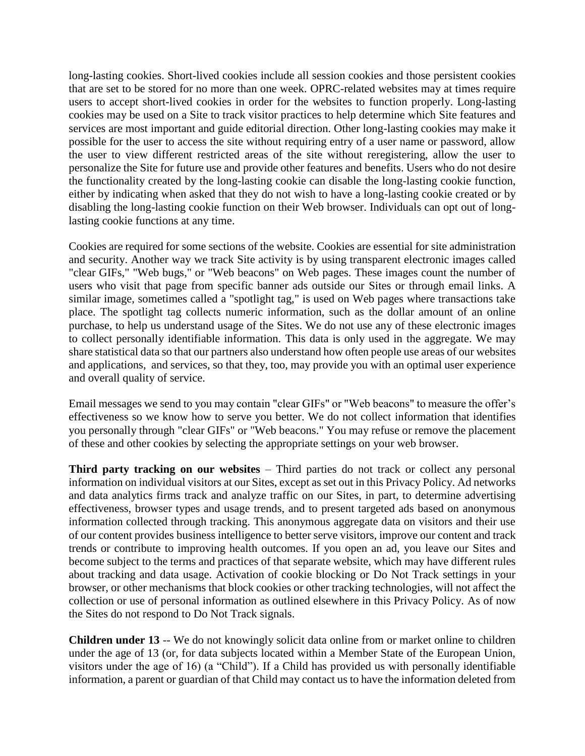long-lasting cookies. Short-lived cookies include all session cookies and those persistent cookies that are set to be stored for no more than one week. OPRC-related websites may at times require users to accept short-lived cookies in order for the websites to function properly. Long-lasting cookies may be used on a Site to track visitor practices to help determine which Site features and services are most important and guide editorial direction. Other long-lasting cookies may make it possible for the user to access the site without requiring entry of a user name or password, allow the user to view different restricted areas of the site without reregistering, allow the user to personalize the Site for future use and provide other features and benefits. Users who do not desire the functionality created by the long-lasting cookie can disable the long-lasting cookie function, either by indicating when asked that they do not wish to have a long-lasting cookie created or by disabling the long-lasting cookie function on their Web browser. Individuals can opt out of long-lasting cookie functions at any time.

Cookies are required for some sections of the website. Cookies are essential for site administration and security. Another way we track Site activity is by using transparent electronic images called "clear GIFs," "Web bugs," or "Web beacons" on Web pages. These images count the number of users who visit that page from specific banner ads outside our Sites or through email links. A similar image, sometimes called a "spotlight tag," is used on Web pages where transactions take place. The spotlight tag collects numeric information, such as the dollar amount of an online purchase, to help us understand usage of the Sites. We do not use any of these electronic images to collect personally identifiable information. This data is only used in the aggregate. We may share statistical data so that our partners also understand how often people use areas of our websites and applications, and services, so that they, too, may provide you with an optimal user experience and overall quality of service.

Email messages we send to you may contain "clear GIFs" or "Web beacons" to measure the offer's effectiveness so we know how to serve you better. We do not collect information that identifies you personally through "clear GIFs" or "Web beacons." You may refuse or remove the placement of these and other cookies by selecting the appropriate settings on your web browser.

**Third party tracking on our websites** – Third parties do not track or collect any personal information on individual visitors at our Sites, except as set out in this Privacy Policy. Ad networks and data analytics firms track and analyze traffic on our Sites, in part, to determine advertising effectiveness, browser types and usage trends, and to present targeted ads based on anonymous information collected through tracking. This anonymous aggregate data on visitors and their use of our content provides business intelligence to better serve visitors, improve our content and track trends or contribute to improving health outcomes. If you open an ad, you leave our Sites and become subject to the terms and practices of that separate website, which may have different rules about tracking and data usage. Activation of cookie blocking or Do Not Track settings in your browser, or other mechanisms that block cookies or other tracking technologies, will not affect the collection or use of personal information as outlined elsewhere in this Privacy Policy. As of now the Sites do not respond to Do Not Track signals.

**Children under 13** -- We do not knowingly solicit data online from or market online to children under the age of 13 (or, for data subjects located within a Member State of the European Union, visitors under the age of 16) (a "Child"). If a Child has provided us with personally identifiable information, a parent or guardian of that Child may contact us to have the information deleted from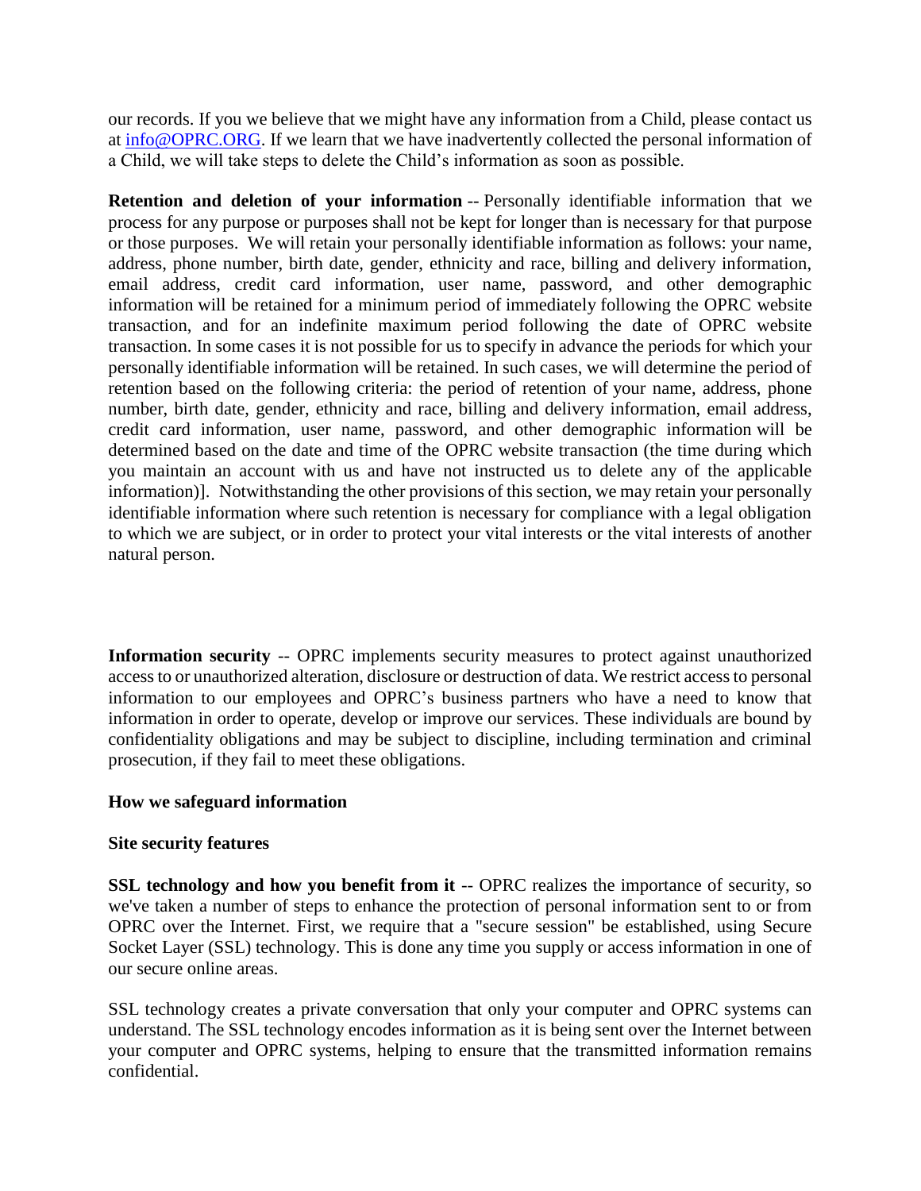our records. If you we believe that we might have any information from a Child, please contact us at [info@OPRC.ORG](mailto:info@OPRC.ORG). If we learn that we have inadvertently collected the personal information of a Child, we will take steps to delete the Child's information as soon as possible.

**Retention and deletion of your information** -- Personally identifiable information that we process for any purpose or purposes shall not be kept for longer than is necessary for that purpose or those purposes. We will retain your personally identifiable information as follows: your name, address, phone number, birth date, gender, ethnicity and race, billing and delivery information, email address, credit card information, user name, password, and other demographic information will be retained for a minimum period of immediately following the OPRC website transaction, and for an indefinite maximum period following the date of OPRC website transaction. In some cases it is not possible for us to specify in advance the periods for which your personally identifiable information will be retained. In such cases, we will determine the period of retention based on the following criteria: the period of retention of your name, address, phone number, birth date, gender, ethnicity and race, billing and delivery information, email address, credit card information, user name, password, and other demographic information will be determined based on the date and time of the OPRC website transaction (the time during which you maintain an account with us and have not instructed us to delete any of the applicable information)]. Notwithstanding the other provisions of this section, we may retain your personally identifiable information where such retention is necessary for compliance with a legal obligation to which we are subject, or in order to protect your vital interests or the vital interests of another natural person.

**Information security** -- OPRC implements security measures to protect against unauthorized access to or unauthorized alteration, disclosure or destruction of data. We restrict access to personal information to our employees and OPRC's business partners who have a need to know that information in order to operate, develop or improve our services. These individuals are bound by confidentiality obligations and may be subject to discipline, including termination and criminal prosecution, if they fail to meet these obligations.

**How we safeguard information**

**Site security features**

**SSL technology and how you benefit from it** -- OPRC realizes the importance of security, so we've taken a number of steps to enhance the protection of personal information sent to or from OPRC over the Internet. First, we require that a "secure session" be established, using Secure Socket Layer (SSL) technology. This is done any time you supply or access information in one of our secure online areas.

SSL technology creates a private conversation that only your computer and OPRC systems can understand. The SSL technology encodes information as it is being sent over the Internet between your computer and OPRC systems, helping to ensure that the transmitted information remains confidential.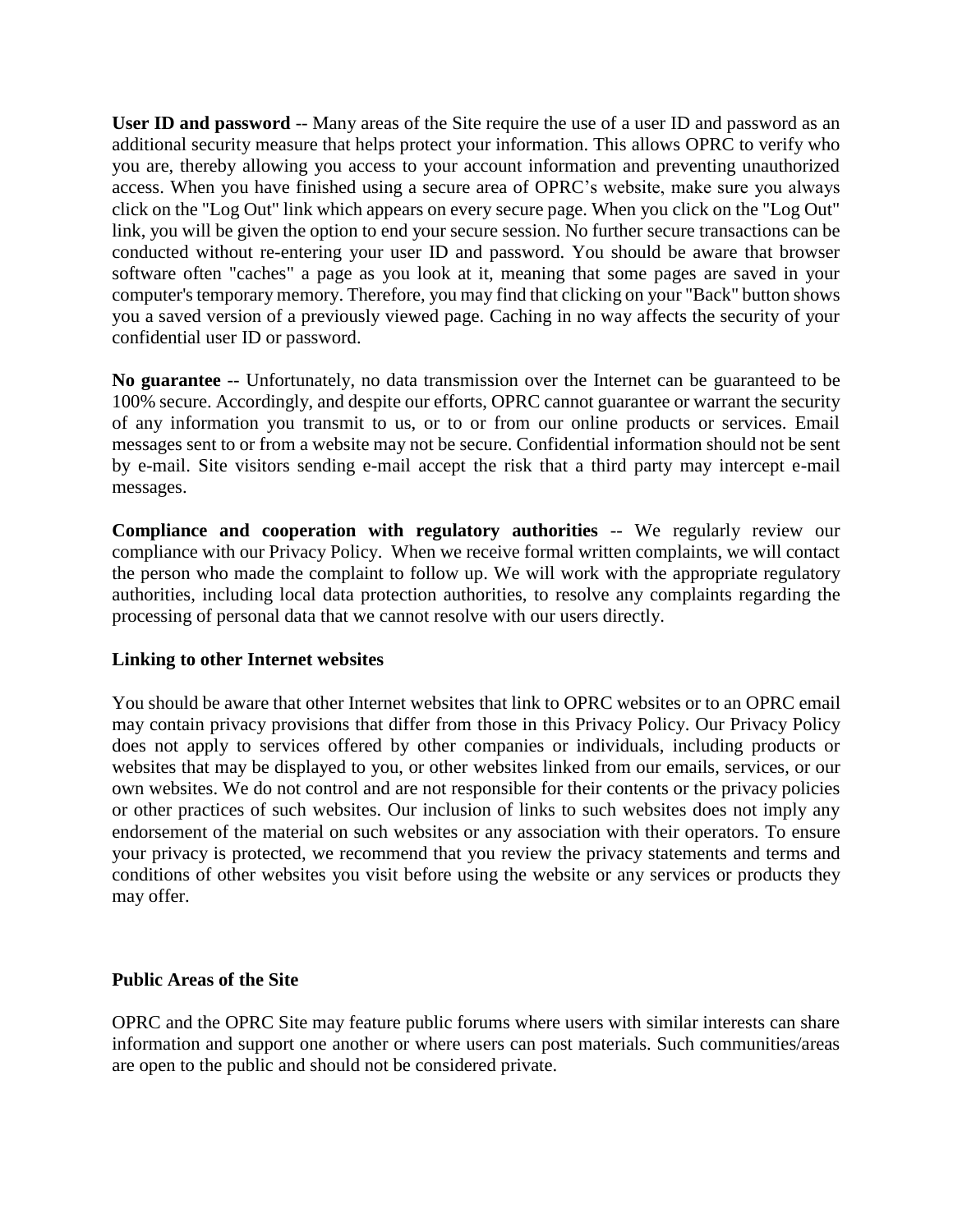**User ID and password** -- Many areas of the Site require the use of a user ID and password as an additional security measure that helps protect your information. This allows OPRC to verify who you are, thereby allowing you access to your account information and preventing unauthorized access. When you have finished using a secure area of OPRC's website, make sure you always click on the "Log Out" link which appears on every secure page. When you click on the "Log Out" link, you will be given the option to end your secure session. No further secure transactions can be conducted without re-entering your user ID and password. You should be aware that browser software often "caches" a page as you look at it, meaning that some pages are saved in your computer's temporary memory. Therefore, you may find that clicking on your "Back" button shows you a saved version of a previously viewed page. Caching in no way affects the security of your confidential user ID or password.

**No guarantee** -- Unfortunately, no data transmission over the Internet can be guaranteed to be 100% secure. Accordingly, and despite our efforts, OPRC cannot guarantee or warrant the security of any information you transmit to us, or to or from our online products or services. Email messages sent to or from a website may not be secure. Confidential information should not be sent by e-mail. Site visitors sending e-mail accept the risk that a third party may intercept e-mail messages.

**Compliance and cooperation with regulatory authorities** -- We regularly review our compliance with our Privacy Policy. When we receive formal written complaints, we will contact the person who made the complaint to follow up. We will work with the appropriate regulatory authorities, including local data protection authorities, to resolve any complaints regarding the processing of personal data that we cannot resolve with our users directly.

**Linking to other Internet websites**

You should be aware that other Internet websites that link to OPRC websites or to an OPRC email may contain privacy provisions that differ from those in this Privacy Policy. Our Privacy Policy does not apply to services offered by other companies or individuals, including products or websites that may be displayed to you, or other websites linked from our emails, services, or our own websites. We do not control and are not responsible for their contents or the privacy policies or other practices of such websites. Our inclusion of links to such websites does not imply any endorsement of the material on such websites or any association with their operators. To ensure your privacy is protected, we recommend that you review the privacy statements and terms and conditions of other websites you visit before using the website or any services or products they may offer.

**Public Areas of the Site**

OPRC and the OPRC Site may feature public forums where users with similar interests can share information and support one another or where users can post materials. Such communities/areas are open to the public and should not be considered private.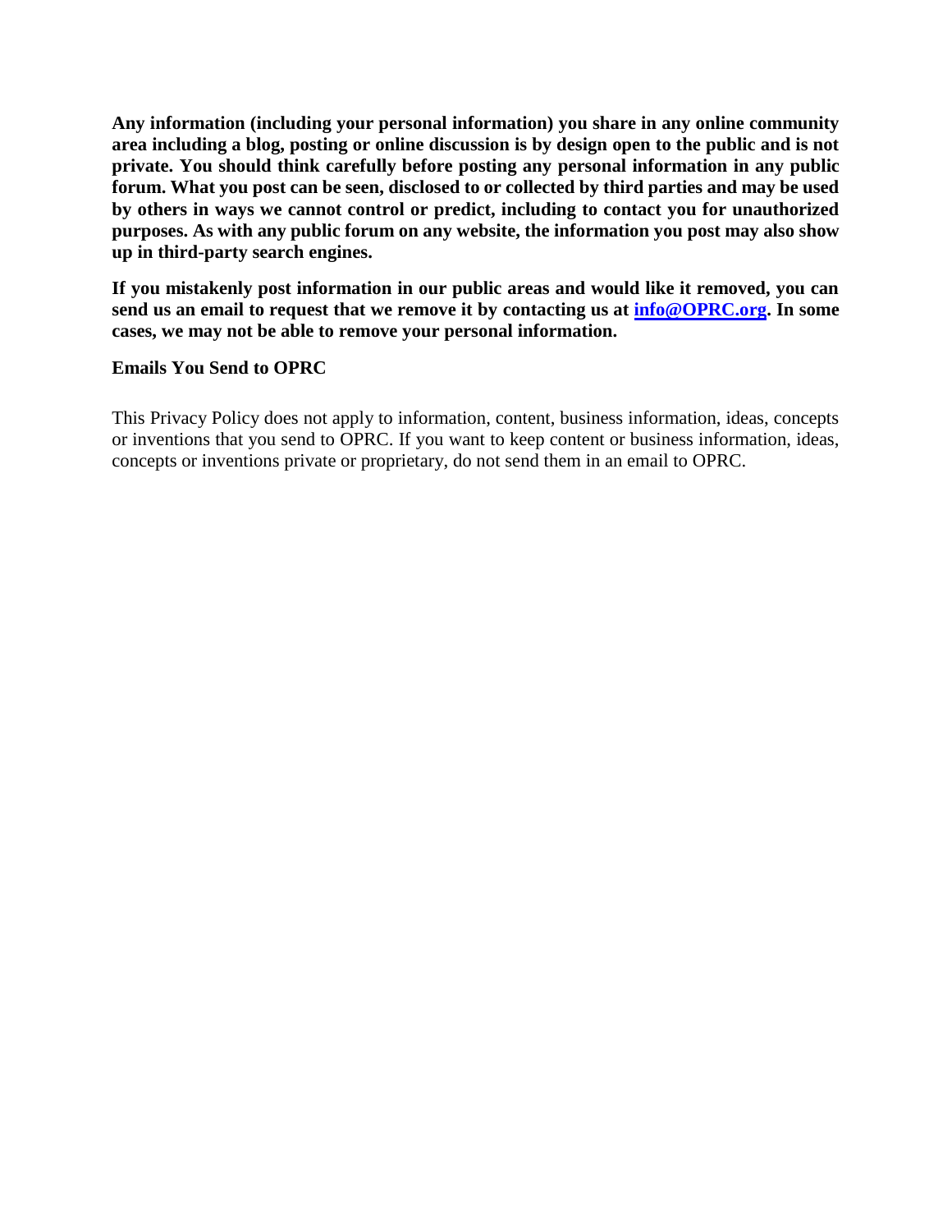**Any information (including your personal information) you share in any online community area including a blog, posting or online discussion is by design open to the public and is not private. You should think carefully before posting any personal information in any public forum. What you post can be seen, disclosed to or collected by third parties and may be used by others in ways we cannot control or predict, including to contact you for unauthorized purposes. As with any public forum on any website, the information you post may also show up in third-party search engines.**

**If you mistakenly post information in our public areas and would like it removed, you can send us an email to request that we remove it by contacting us at [info@OPRC.org](mailto:info@OPRC.org). In some cases, we may not be able to remove your personal information.**

**Emails You Send to OPRC**

This Privacy Policy does not apply to information, content, business information, ideas, concepts or inventions that you send to OPRC. If you want to keep content or business information, ideas, concepts or inventions private or proprietary, do not send them in an email to OPRC.